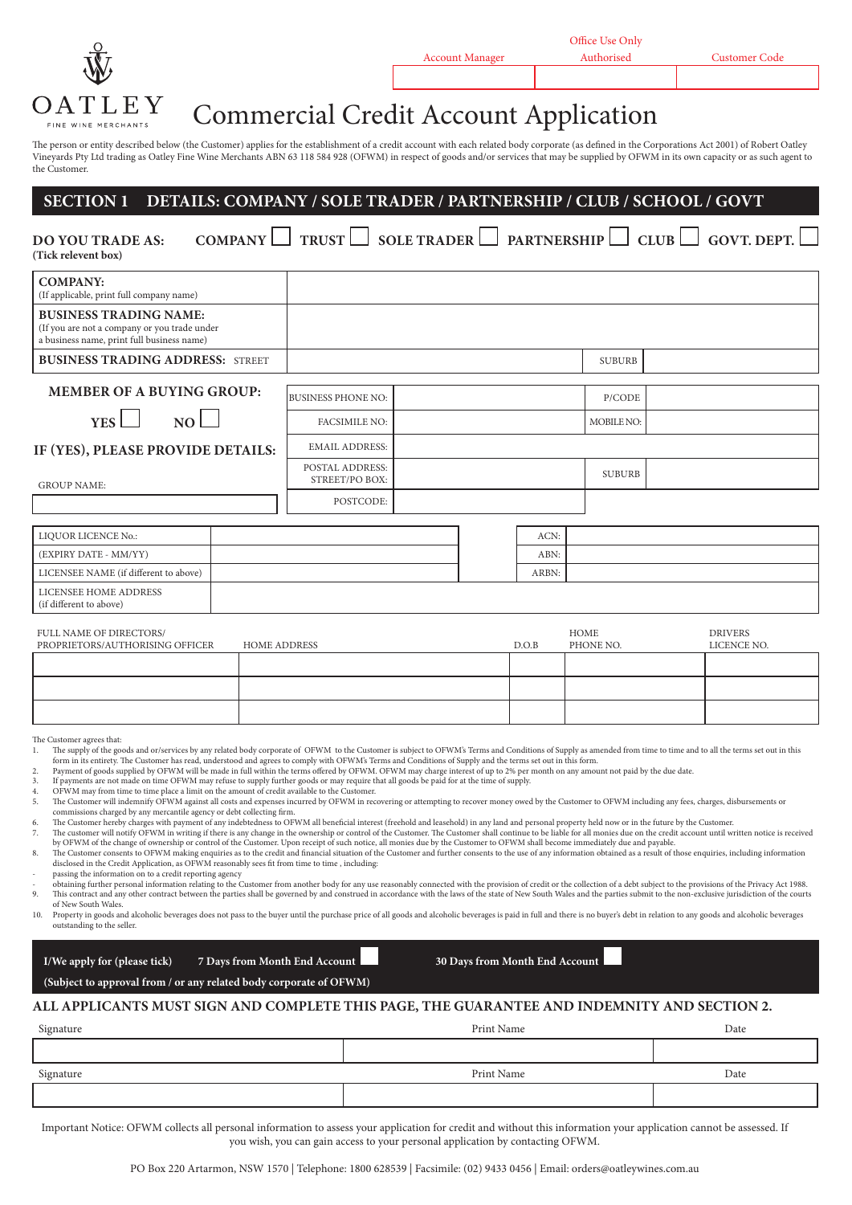| Account Manager | Office Use Only<br>Authorised | Customer Code |
|---|---|---|
| | | |

OATLEY
FINE WINE MERCHANTS

# Commercial Credit Account Application

The person or entity described below (the Customer) applies for the establishment of a credit account with each related body corporate (as defined in the Corporations Act 2001) of Robert Oatley Vineyards Pty Ltd trading as Oatley Fine Wine Merchants ABN 63 118 584 928 (OFWM) in respect of goods and/or services that may be supplied by OFWM in its own capacity or as such agent to the Customer.

## SECTION 1 DETAILS: COMPANY / SOLE TRADER / PARTNERSHIP / CLUB / SCHOOL / GOVT

**DO YOU TRADE AS:** (Tick relevent box) **COMPANY** ☐ **TRUST** ☐ **SOLE TRADER** ☐ **PARTNERSHIP** ☐ **CLUB** ☐ **GOVT. DEPT.** ☐

| | | | |
|---|---|---|---|
| **COMPANY:** (If applicable, print full company name) | | | |
| **BUSINESS TRADING NAME:** (If you are not a company or you trade under a business name, print full business name) | | | |
| **BUSINESS TRADING ADDRESS:** STREET | | SUBURB | |

**MEMBER OF A BUYING GROUP:**

**YES** ☐ **NO** ☐

**IF (YES), PLEASE PROVIDE DETAILS:**

GROUP NAME:

| | | | |
|---|---|---|---|
| BUSINESS PHONE NO: | | P/CODE | |
| FACSIMILE NO: | | MOBILE NO: | |
| EMAIL ADDRESS: | | | |
| POSTAL ADDRESS: STREET/PO BOX: | | SUBURB | |
| POSTCODE: | | | |

| | | | |
|---|---|---|---|
| LIQUOR LICENCE No.: | | ACN: | |
| (EXPIRY DATE - MM/YY) | | ABN: | |
| LICENSEE NAME (if different to above) | | ARBN: | |
| LICENSEE HOME ADDRESS (if different to above) | | | |

| FULL NAME OF DIRECTORS/ PROPRIETORS/AUTHORISING OFFICER | HOME ADDRESS | D.O.B | HOME PHONE NO. | DRIVERS LICENCE NO. |
|---|---|---|---|---|
| | | | | |
| | | | | |
| | | | | |

The Customer agrees that:

1. The supply of the goods and or/services by any related body corporate of OFWM to the Customer is subject to OFWM's Terms and Conditions of Supply as amended from time to time and to all the terms set out in this form in its entirety. The Customer has read, understood and agrees to comply with OFWM's Terms and Conditions of Supply and the terms set out in this form.
2. Payment of goods supplied by OFWM will be made in full within the terms offered by OFWM. OFWM may charge interest of up to 2% per month on any amount not paid by the due date.
3. If payments are not made on time OFWM may refuse to supply further goods or may require that all goods be paid for at the time of supply.
4. OFWM may from time to time place a limit on the amount of credit available to the Customer.
5. The Customer will indemnify OFWM against all costs and expenses incurred by OFWM in recovering or attempting to recover money owed by the Customer to OFWM including any fees, charges, disbursements or commissions charged by any mercantile agency or debt collecting firm.
6. The Customer hereby charges with payment of any indebtedness to OFWM all beneficial interest (freehold and leasehold) in any land and personal property held now or in the future by the Customer.
7. The customer will notify OFWM in writing if there is any change in the ownership or control of the Customer. The Customer shall continue to be liable for all monies due on the credit account until written notice is received by OFWM of the change of ownership or control of the Customer. Upon receipt of such notice, all monies due by the Customer to OFWM shall become immediately due and payable.
8. The Customer consents to OFWM making enquiries as to the credit and financial situation of the Customer and further consents to the use of any information obtained as a result of those enquiries, including information disclosed in the Credit Application, as OFWM reasonably sees fit from time to time , including:
   - passing the information on to a credit reporting agency
   - obtaining further personal information relating to the Customer from another body for any use reasonably connected with the provision of credit or the collection of a debt subject to the provisions of the Privacy Act 1988.
9. This contract and any other contract between the parties shall be governed by and construed in accordance with the laws of the state of New South Wales and the parties submit to the non-exclusive jurisdiction of the courts of New South Wales.
10. Property in goods and alcoholic beverages does not pass to the buyer until the purchase price of all goods and alcoholic beverages is paid in full and there is no buyer's debt in relation to any goods and alcoholic beverages outstanding to the seller.

**I/We apply for (please tick)** **7 Days from Month End Account** ☐ **30 Days from Month End Account** ☐

**(Subject to approval from / or any related body corporate of OFWM)**

### ALL APPLICANTS MUST SIGN AND COMPLETE THIS PAGE, THE GUARANTEE AND INDEMNITY AND SECTION 2.

| Signature | Print Name | Date |
|---|---|---|
| | | |
| **Signature** | **Print Name** | **Date** |
| | | |

Important Notice: OFWM collects all personal information to assess your application for credit and without this information your application cannot be assessed. If you wish, you can gain access to your personal application by contacting OFWM.

PO Box 220 Artarmon, NSW 1570 | Telephone: 1800 628539 | Facsimile: (02) 9433 0456 | Email: orders@oatleywines.com.au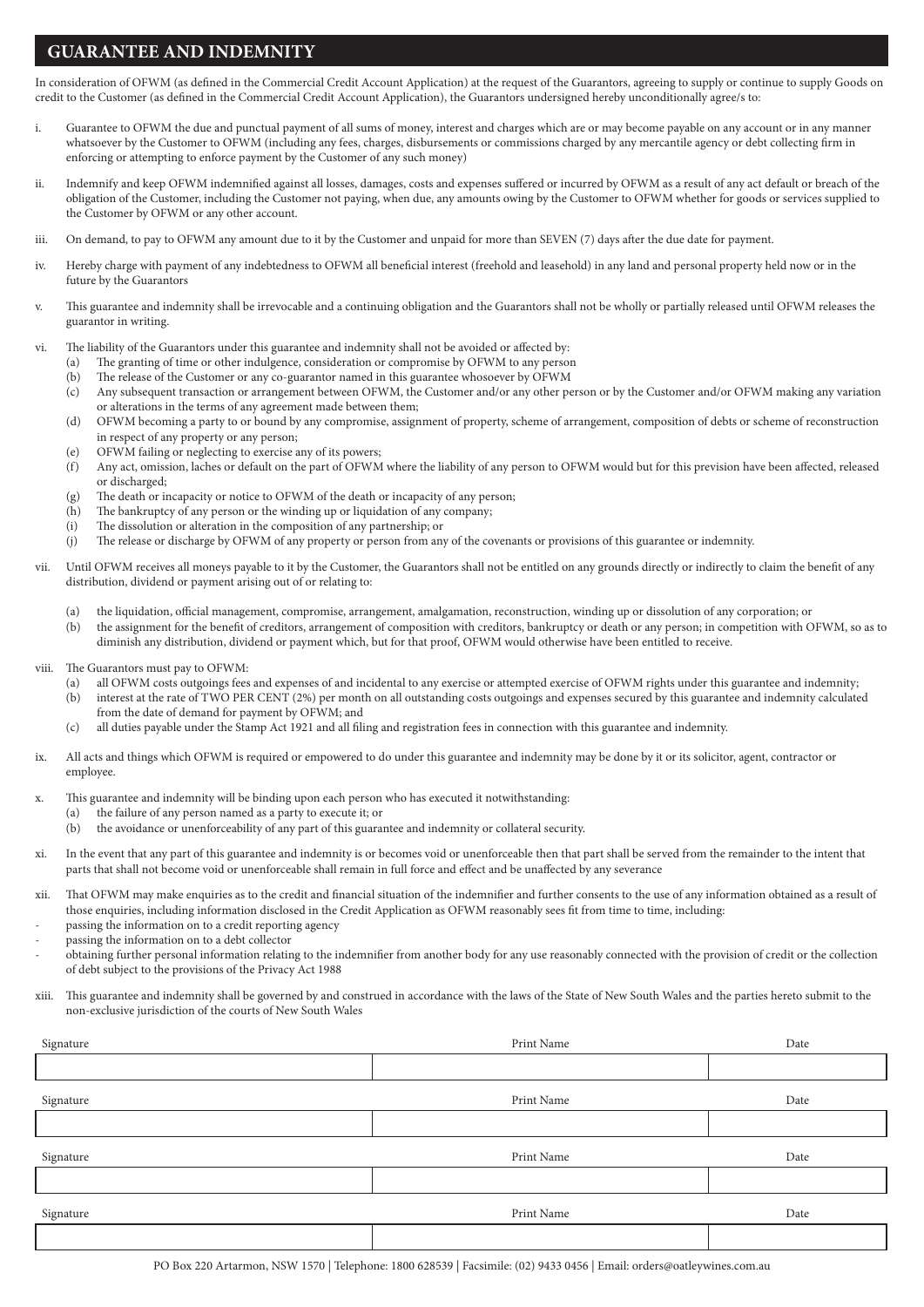## GUARANTEE AND INDEMNITY

In consideration of OFWM (as defined in the Commercial Credit Account Application) at the request of the Guarantors, agreeing to supply or continue to supply Goods on credit to the Customer (as defined in the Commercial Credit Account Application), the Guarantors undersigned hereby unconditionally agree/s to:

i. Guarantee to OFWM the due and punctual payment of all sums of money, interest and charges which are or may become payable on any account or in any manner whatsoever by the Customer to OFWM (including any fees, charges, disbursements or commissions charged by any mercantile agency or debt collecting firm in enforcing or attempting to enforce payment by the Customer of any such money)

ii. Indemnify and keep OFWM indemnified against all losses, damages, costs and expenses suffered or incurred by OFWM as a result of any act default or breach of the obligation of the Customer, including the Customer not paying, when due, any amounts owing by the Customer to OFWM whether for goods or services supplied to the Customer by OFWM or any other account.

iii. On demand, to pay to OFWM any amount due to it by the Customer and unpaid for more than SEVEN (7) days after the due date for payment.

iv. Hereby charge with payment of any indebtedness to OFWM all beneficial interest (freehold and leasehold) in any land and personal property held now or in the future by the Guarantors

v. This guarantee and indemnity shall be irrevocable and a continuing obligation and the Guarantors shall not be wholly or partially released until OFWM releases the guarantor in writing.

vi. The liability of the Guarantors under this guarantee and indemnity shall not be avoided or affected by:
   (a) The granting of time or other indulgence, consideration or compromise by OFWM to any person
   (b) The release of the Customer or any co-guarantor named in this guarantee whosoever by OFWM
   (c) Any subsequent transaction or arrangement between OFWM, the Customer and/or any other person or by the Customer and/or OFWM making any variation or alterations in the terms of any agreement made between them;
   (d) OFWM becoming a party to or bound by any compromise, assignment of property, scheme of arrangement, composition of debts or scheme of reconstruction in respect of any property or any person;
   (e) OFWM failing or neglecting to exercise any of its powers;
   (f) Any act, omission, laches or default on the part of OFWM where the liability of any person to OFWM would but for this prevision have been affected, released or discharged;
   (g) The death or incapacity or notice to OFWM of the death or incapacity of any person;
   (h) The bankruptcy of any person or the winding up or liquidation of any company;
   (i) The dissolution or alteration in the composition of any partnership; or
   (j) The release or discharge by OFWM of any property or person from any of the covenants or provisions of this guarantee or indemnity.

vii. Until OFWM receives all moneys payable to it by the Customer, the Guarantors shall not be entitled on any grounds directly or indirectly to claim the benefit of any distribution, dividend or payment arising out of or relating to:

   (a) the liquidation, official management, compromise, arrangement, amalgamation, reconstruction, winding up or dissolution of any corporation; or
   (b) the assignment for the benefit of creditors, arrangement of composition with creditors, bankruptcy or death or any person; in competition with OFWM, so as to diminish any distribution, dividend or payment which, but for that proof, OFWM would otherwise have been entitled to receive.

viii. The Guarantors must pay to OFWM:
   (a) all OFWM costs outgoings fees and expenses of and incidental to any exercise or attempted exercise of OFWM rights under this guarantee and indemnity;
   (b) interest at the rate of TWO PER CENT (2%) per month on all outstanding costs outgoings and expenses secured by this guarantee and indemnity calculated from the date of demand for payment by OFWM; and
   (c) all duties payable under the Stamp Act 1921 and all filing and registration fees in connection with this guarantee and indemnity.

ix. All acts and things which OFWM is required or empowered to do under this guarantee and indemnity may be done by it or its solicitor, agent, contractor or employee.

x. This guarantee and indemnity will be binding upon each person who has executed it notwithstanding:
   (a) the failure of any person named as a party to execute it; or
   (b) the avoidance or unenforceability of any part of this guarantee and indemnity or collateral security.

xi. In the event that any part of this guarantee and indemnity is or becomes void or unenforceable then that part shall be served from the remainder to the intent that parts that shall not become void or unenforceable shall remain in full force and effect and be unaffected by any severance

xii. That OFWM may make enquiries as to the credit and financial situation of the indemnifier and further consents to the use of any information obtained as a result of those enquiries, including information disclosed in the Credit Application as OFWM reasonably sees fit from time to time, including:
- passing the information on to a credit reporting agency
- passing the information on to a debt collector
- obtaining further personal information relating to the indemnifier from another body for any use reasonably connected with the provision of credit or the collection of debt subject to the provisions of the Privacy Act 1988

xiii. This guarantee and indemnity shall be governed by and construed in accordance with the laws of the State of New South Wales and the parties hereto submit to the non-exclusive jurisdiction of the courts of New South Wales

| Signature | Print Name | Date |
|---|---|---|
| | | |

| Signature | Print Name | Date |
|---|---|---|
| | | |

| Signature | Print Name | Date |
|---|---|---|
| | | |

| Signature | Print Name | Date |
|---|---|---|
| | | |

PO Box 220 Artarmon, NSW 1570 | Telephone: 1800 628539 | Facsimile: (02) 9433 0456 | Email: orders@oatleywines.com.au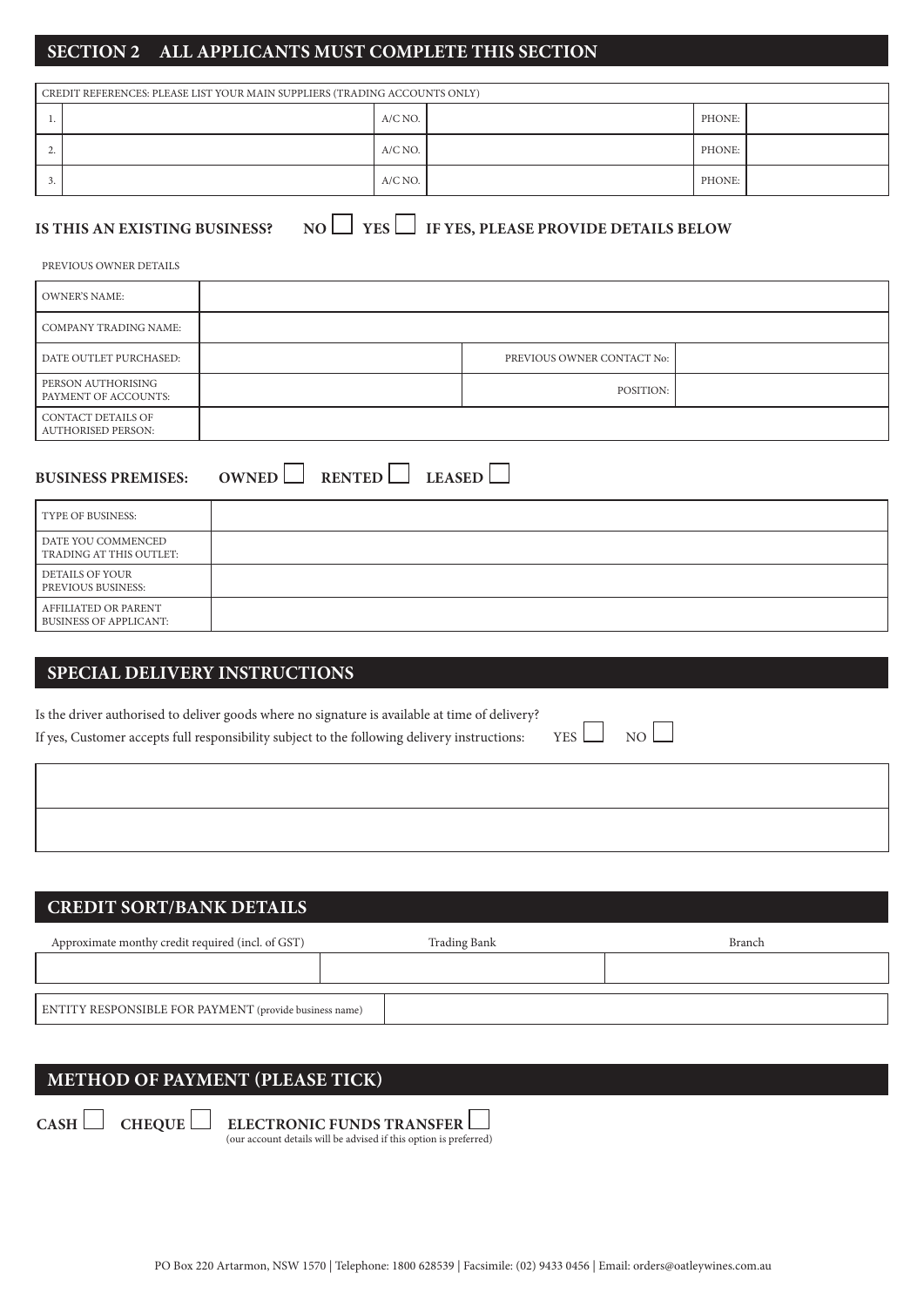## SECTION 2 ALL APPLICANTS MUST COMPLETE THIS SECTION

| CREDIT REFERENCES: PLEASE LIST YOUR MAIN SUPPLIERS (TRADING ACCOUNTS ONLY) | | | | | |
|---|---|---|---|---|---|
| 1. | | A/C NO. | | PHONE: | |
| 2. | | A/C NO. | | PHONE: | |
| 3. | | A/C NO. | | PHONE: | |

**IS THIS AN EXISTING BUSINESS? NO ☐ YES ☐ IF YES, PLEASE PROVIDE DETAILS BELOW**

PREVIOUS OWNER DETAILS

| | | | |
|---|---|---|---|
| OWNER'S NAME: | | | |
| COMPANY TRADING NAME: | | | |
| DATE OUTLET PURCHASED: | | PREVIOUS OWNER CONTACT No: | |
| PERSON AUTHORISING PAYMENT OF ACCOUNTS: | | POSITION: | |
| CONTACT DETAILS OF AUTHORISED PERSON: | | | |

**BUSINESS PREMISES: OWNED ☐ RENTED ☐ LEASED ☐**

| | |
|---|---|
| TYPE OF BUSINESS: | |
| DATE YOU COMMENCED TRADING AT THIS OUTLET: | |
| DETAILS OF YOUR PREVIOUS BUSINESS: | |
| AFFILIATED OR PARENT BUSINESS OF APPLICANT: | |

## SPECIAL DELIVERY INSTRUCTIONS

Is the driver authorised to deliver goods where no signature is available at time of delivery?
If yes, Customer accepts full responsibility subject to the following delivery instructions: YES ☐ NO ☐

## CREDIT SORT/BANK DETAILS

| Approximate monthy credit required (incl. of GST) | Trading Bank | Branch |
|---|---|---|
| | | |

| | |
|---|---|
| ENTITY RESPONSIBLE FOR PAYMENT (provide business name) | |

## METHOD OF PAYMENT (PLEASE TICK)

**CASH ☐ CHEQUE ☐ ELECTRONIC FUNDS TRANSFER ☐**
(our account details will be advised if this option is preferred)

PO Box 220 Artarmon, NSW 1570 | Telephone: 1800 628539 | Facsimile: (02) 9433 0456 | Email: orders@oatleywines.com.au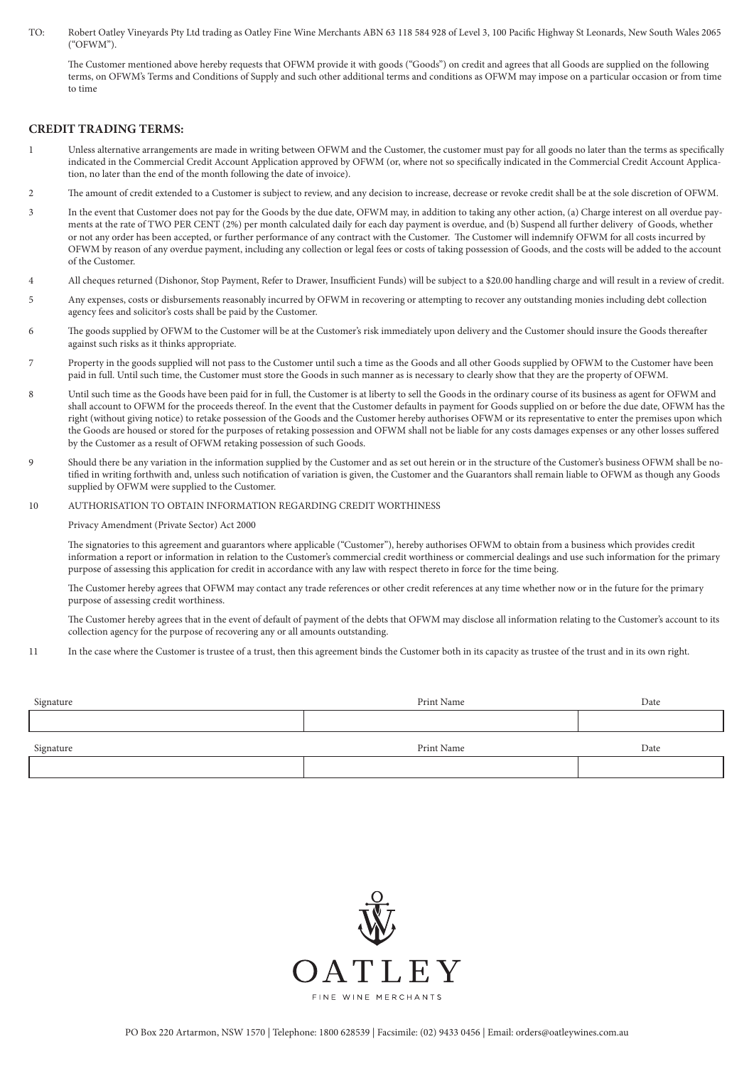TO: Robert Oatley Vineyards Pty Ltd trading as Oatley Fine Wine Merchants ABN 63 118 584 928 of Level 3, 100 Pacific Highway St Leonards, New South Wales 2065 ("OFWM").

The Customer mentioned above hereby requests that OFWM provide it with goods ("Goods") on credit and agrees that all Goods are supplied on the following terms, on OFWM's Terms and Conditions of Supply and such other additional terms and conditions as OFWM may impose on a particular occasion or from time to time

## CREDIT TRADING TERMS:

1. Unless alternative arrangements are made in writing between OFWM and the Customer, the customer must pay for all goods no later than the terms as specifically indicated in the Commercial Credit Account Application approved by OFWM (or, where not so specifically indicated in the Commercial Credit Account Application, no later than the end of the month following the date of invoice).

2. The amount of credit extended to a Customer is subject to review, and any decision to increase, decrease or revoke credit shall be at the sole discretion of OFWM.

3. In the event that Customer does not pay for the Goods by the due date, OFWM may, in addition to taking any other action, (a) Charge interest on all overdue payments at the rate of TWO PER CENT (2%) per month calculated daily for each day payment is overdue, and (b) Suspend all further delivery of Goods, whether or not any order has been accepted, or further performance of any contract with the Customer. The Customer will indemnify OFWM for all costs incurred by OFWM by reason of any overdue payment, including any collection or legal fees or costs of taking possession of Goods, and the costs will be added to the account of the Customer.

4. All cheques returned (Dishonor, Stop Payment, Refer to Drawer, Insufficient Funds) will be subject to a $20.00 handling charge and will result in a review of credit.

5. Any expenses, costs or disbursements reasonably incurred by OFWM in recovering or attempting to recover any outstanding monies including debt collection agency fees and solicitor's costs shall be paid by the Customer.

6. The goods supplied by OFWM to the Customer will be at the Customer's risk immediately upon delivery and the Customer should insure the Goods thereafter against such risks as it thinks appropriate.

7. Property in the goods supplied will not pass to the Customer until such a time as the Goods and all other Goods supplied by OFWM to the Customer have been paid in full. Until such time, the Customer must store the Goods in such manner as is necessary to clearly show that they are the property of OFWM.

8. Until such time as the Goods have been paid for in full, the Customer is at liberty to sell the Goods in the ordinary course of its business as agent for OFWM and shall account to OFWM for the proceeds thereof. In the event that the Customer defaults in payment for Goods supplied on or before the due date, OFWM has the right (without giving notice) to retake possession of the Goods and the Customer hereby authorises OFWM or its representative to enter the premises upon which the Goods are housed or stored for the purposes of retaking possession and OFWM shall not be liable for any costs damages expenses or any other losses suffered by the Customer as a result of OFWM retaking possession of such Goods.

9. Should there be any variation in the information supplied by the Customer and as set out herein or in the structure of the Customer's business OFWM shall be notified in writing forthwith and, unless such notification of variation is given, the Customer and the Guarantors shall remain liable to OFWM as though any Goods supplied by OFWM were supplied to the Customer.

10. AUTHORISATION TO OBTAIN INFORMATION REGARDING CREDIT WORTHINESS

    Privacy Amendment (Private Sector) Act 2000

    The signatories to this agreement and guarantors where applicable ("Customer"), hereby authorises OFWM to obtain from a business which provides credit information a report or information in relation to the Customer's commercial credit worthiness or commercial dealings and use such information for the primary purpose of assessing this application for credit in accordance with any law with respect thereto in force for the time being.

    The Customer hereby agrees that OFWM may contact any trade references or other credit references at any time whether now or in the future for the primary purpose of assessing credit worthiness.

    The Customer hereby agrees that in the event of default of payment of the debts that OFWM may disclose all information relating to the Customer's account to its collection agency for the purpose of recovering any or all amounts outstanding.

11. In the case where the Customer is trustee of a trust, then this agreement binds the Customer both in its capacity as trustee of the trust and in its own right.

| Signature | Print Name | Date |
|---|---|---|
| | | |

| Signature | Print Name | Date |
|---|---|---|
| | | |

OATLEY

FINE WINE MERCHANTS

PO Box 220 Artarmon, NSW 1570 | Telephone: 1800 628539 | Facsimile: (02) 9433 0456 | Email: orders@oatleywines.com.au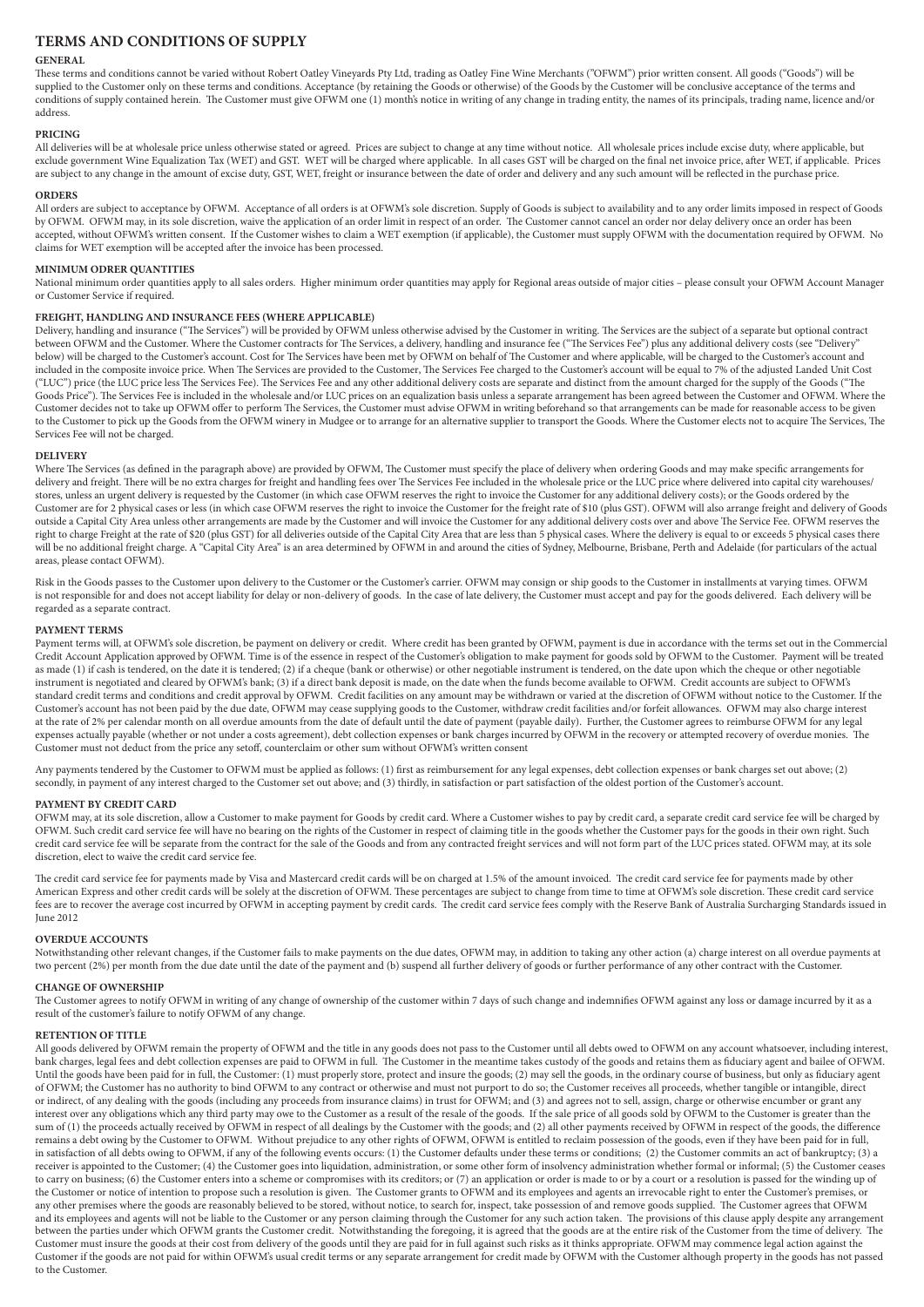# TERMS AND CONDITIONS OF SUPPLY

## GENERAL

These terms and conditions cannot be varied without Robert Oatley Vineyards Pty Ltd, trading as Oatley Fine Wine Merchants ("OFWM") prior written consent. All goods ("Goods") will be supplied to the Customer only on these terms and conditions. Acceptance (by retaining the Goods or otherwise) of the Goods by the Customer will be conclusive acceptance of the terms and conditions of supply contained herein. The Customer must give OFWM one (1) month's notice in writing of any change in trading entity, the names of its principals, trading name, licence and/or address.

## PRICING

All deliveries will be at wholesale price unless otherwise stated or agreed. Prices are subject to change at any time without notice. All wholesale prices include excise duty, where applicable, but exclude government Wine Equalization Tax (WET) and GST. WET will be charged where applicable. In all cases GST will be charged on the final net invoice price, after WET, if applicable. Prices are subject to any change in the amount of excise duty, GST, WET, freight or insurance between the date of order and delivery and any such amount will be reflected in the purchase price.

## ORDERS

All orders are subject to acceptance by OFWM. Acceptance of all orders is at OFWM's sole discretion. Supply of Goods is subject to availability and to any order limits imposed in respect of Goods by OFWM. OFWM may, in its sole discretion, waive the application of an order limit in respect of an order. The Customer cannot cancel an order nor delay delivery once an order has been accepted, without OFWM's written consent. If the Customer wishes to claim a WET exemption (if applicable), the Customer must supply OFWM with the documentation required by OFWM. No claims for WET exemption will be accepted after the invoice has been processed.

## MINIMUM ODRER QUANTITIES

National minimum order quantities apply to all sales orders. Higher minimum order quantities may apply for Regional areas outside of major cities – please consult your OFWM Account Manager or Customer Service if required.

## FREIGHT, HANDLING AND INSURANCE FEES (WHERE APPLICABLE)

Delivery, handling and insurance ("The Services") will be provided by OFWM unless otherwise advised by the Customer in writing. The Services are the subject of a separate but optional contract between OFWM and the Customer. Where the Customer contracts for The Services, a delivery, handling and insurance fee ("The Services Fee") plus any additional delivery costs (see "Delivery" below) will be charged to the Customer's account. Cost for The Services have been met by OFWM on behalf of The Customer and where applicable, will be charged to the Customer's account and included in the composite invoice price. When The Services are provided to the Customer, The Services Fee charged to the Customer's account will be equal to 7% of the adjusted Landed Unit Cost ("LUC") price (the LUC price less The Services Fee). The Services Fee and any other additional delivery costs are separate and distinct from the amount charged for the supply of the Goods ("The Goods Price"). The Services Fee is included in the wholesale and/or LUC prices on an equalization basis unless a separate arrangement has been agreed between the Customer and OFWM. Where the Customer decides not to take up OFWM offer to perform The Services, the Customer must advise OFWM in writing beforehand so that arrangements can be made for reasonable access to be given to the Customer to pick up the Goods from the OFWM winery in Mudgee or to arrange for an alternative supplier to transport the Goods. Where the Customer elects not to acquire The Services, The Services Fee will not be charged.

## DELIVERY

Where The Services (as defined in the paragraph above) are provided by OFWM, The Customer must specify the place of delivery when ordering Goods and may make specific arrangements for delivery and freight. There will be no extra charges for freight and handling fees over The Services Fee included in the wholesale price or the LUC price where delivered into capital city warehouses/ stores, unless an urgent delivery is requested by the Customer (in which case OFWM reserves the right to invoice the Customer for any additional delivery costs); or the Goods ordered by the Customer are for 2 physical cases or less (in which case OFWM reserves the right to invoice the Customer for the freight rate of $10 (plus GST). OFWM will also arrange freight and delivery of Goods outside a Capital City Area unless other arrangements are made by the Customer and will invoice the Customer for any additional delivery costs over and above The Service Fee. OFWM reserves the right to charge Freight at the rate of $20 (plus GST) for all deliveries outside of the Capital City Area that are less than 5 physical cases. Where the delivery is equal to or exceeds 5 physical cases there will be no additional freight charge. A "Capital City Area" is an area determined by OFWM in and around the cities of Sydney, Melbourne, Brisbane, Perth and Adelaide (for particulars of the actual areas, please contact OFWM).

Risk in the Goods passes to the Customer upon delivery to the Customer or the Customer's carrier. OFWM may consign or ship goods to the Customer in installments at varying times. OFWM is not responsible for and does not accept liability for delay or non-delivery of goods. In the case of late delivery, the Customer must accept and pay for the goods delivered. Each delivery will be regarded as a separate contract.

## PAYMENT TERMS

Payment terms will, at OFWM's sole discretion, be payment on delivery or credit. Where credit has been granted by OFWM, payment is due in accordance with the terms set out in the Commercial Credit Account Application approved by OFWM. Time is of the essence in respect of the Customer's obligation to make payment for goods sold by OFWM to the Customer. Payment will be treated as made (1) if cash is tendered, on the date it is tendered; (2) if a cheque (bank or otherwise) or other negotiable instrument is tendered, on the date upon which the cheque or other negotiable instrument is negotiated and cleared by OFWM's bank; (3) if a direct bank deposit is made, on the date when the funds become available to OFWM. Credit accounts are subject to OFWM's standard credit terms and conditions and credit approval by OFWM. Credit facilities on any amount may be withdrawn or varied at the discretion of OFWM without notice to the Customer. If the Customer's account has not been paid by the due date, OFWM may cease supplying goods to the Customer, withdraw credit facilities and/or forfeit allowances. OFWM may also charge interest at the rate of 2% per calendar month on all overdue amounts from the date of default until the date of payment (payable daily). Further, the Customer agrees to reimburse OFWM for any legal expenses actually payable (whether or not under a costs agreement), debt collection expenses or bank charges incurred by OFWM in the recovery or attempted recovery of overdue monies. The Customer must not deduct from the price any setoff, counterclaim or other sum without OFWM's written consent

Any payments tendered by the Customer to OFWM must be applied as follows: (1) first as reimbursement for any legal expenses, debt collection expenses or bank charges set out above; (2) secondly, in payment of any interest charged to the Customer set out above; and (3) thirdly, in satisfaction or part satisfaction of the oldest portion of the Customer's account.

## PAYMENT BY CREDIT CARD

OFWM may, at its sole discretion, allow a Customer to make payment for Goods by credit card. Where a Customer wishes to pay by credit card, a separate credit card service fee will be charged by OFWM. Such credit card service fee will have no bearing on the rights of the Customer in respect of claiming title in the goods whether the Customer pays for the goods in their own right. Such credit card service fee will be separate from the contract for the sale of the Goods and from any contracted freight services and will not form part of the LUC prices stated. OFWM may, at its sole discretion, elect to waive the credit card service fee.

The credit card service fee for payments made by Visa and Mastercard credit cards will be on charged at 1.5% of the amount invoiced. The credit card service fee for payments made by other American Express and other credit cards will be solely at the discretion of OFWM. These percentages are subject to change from time to time at OFWM's sole discretion. These credit card service fees are to recover the average cost incurred by OFWM in accepting payment by credit cards. The credit card service fees comply with the Reserve Bank of Australia Surcharging Standards issued in June 2012

## OVERDUE ACCOUNTS

Notwithstanding other relevant changes, if the Customer fails to make payments on the due dates, OFWM may, in addition to taking any other action (a) charge interest on all overdue payments at two percent (2%) per month from the due date until the date of the payment and (b) suspend all further delivery of goods or further performance of any other contract with the Customer.

## CHANGE OF OWNERSHIP

The Customer agrees to notify OFWM in writing of any change of ownership of the customer within 7 days of such change and indemnifies OFWM against any loss or damage incurred by it as a result of the customer's failure to notify OFWM of any change.

## RETENTION OF TITLE

All goods delivered by OFWM remain the property of OFWM and the title in any goods does not pass to the Customer until all debts owed to OFWM on any account whatsoever, including interest, bank charges, legal fees and debt collection expenses are paid to OFWM in full. The Customer in the meantime takes custody of the goods and retains them as fiduciary agent and bailee of OFWM. Until the goods have been paid for in full, the Customer: (1) must properly store, protect and insure the goods; (2) may sell the goods, in the ordinary course of business, but only as fiduciary agent of OFWM; the Customer has no authority to bind OFWM to any contract or otherwise and must not purport to do so; the Customer receives all proceeds, whether tangible or intangible, direct or indirect, of any dealing with the goods (including any proceeds from insurance claims) in trust for OFWM; and (3) and agrees not to sell, assign, charge or otherwise encumber or grant any interest over any obligations which any third party may owe to the Customer as a result of the resale of the goods. If the sale price of all goods sold by OFWM to the Customer is greater than the sum of (1) the proceeds actually received by OFWM in respect of all dealings by the Customer with the goods; and (2) all other payments received by OFWM in respect of the goods, the difference remains a debt owing by the Customer to OFWM. Without prejudice to any other rights of OFWM, OFWM is entitled to reclaim possession of the goods, even if they have been paid for in full, in satisfaction of all debts owing to OFWM, if any of the following events occurs: (1) the Customer defaults under these terms or conditions; (2) the Customer commits an act of bankruptcy; (3) a receiver is appointed to the Customer; (4) the Customer goes into liquidation, administration, or some other form of insolvency administration whether formal or informal; (5) the Customer ceases to carry on business; (6) the Customer enters into a scheme or compromises with its creditors; or (7) an application or order is made to or by a court or a resolution is passed for the winding up of the Customer or notice of intention to propose such a resolution is given. The Customer grants to OFWM and its employees and agents an irrevocable right to enter the Customer's premises, or any other premises where the goods are reasonably believed to be stored, without notice, to search for, inspect, take possession of and remove goods supplied. The Customer agrees that OFWM and its employees and agents will not be liable to the Customer or any person claiming through the Customer for any such action taken. The provisions of this clause apply despite any arrangement between the parties under which OFWM grants the Customer credit. Notwithstanding the foregoing, it is agreed that the goods are at the entire risk of the Customer from the time of delivery. The Customer must insure the goods at their cost from delivery of the goods until they are paid for in full against such risks as it thinks appropriate. OFWM may commence legal action against the Customer if the goods are not paid for within OFWM's usual credit terms or any separate arrangement for credit made by OFWM with the Customer although property in the goods has not passed to the Customer.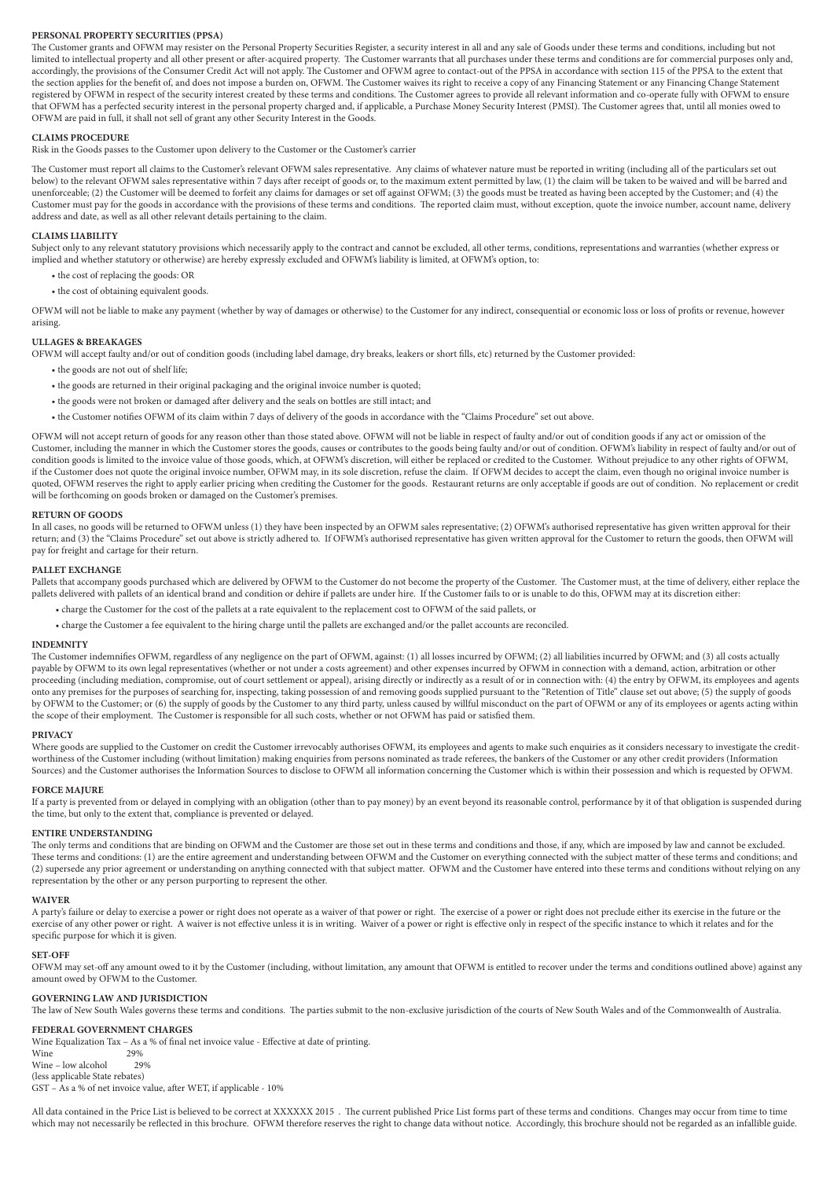## PERSONAL PROPERTY SECURITIES (PPSA)

The Customer grants and OFWM may resister on the Personal Property Securities Register, a security interest in all and any sale of Goods under these terms and conditions, including but not limited to intellectual property and all other present or after-acquired property. The Customer warrants that all purchases under these terms and conditions are for commercial purposes only and, accordingly, the provisions of the Consumer Credit Act will not apply. The Customer and OFWM agree to contact-out of the PPSA in accordance with section 115 of the PPSA to the extent that the section applies for the benefit of, and does not impose a burden on, OFWM. The Customer waives its right to receive a copy of any Financing Statement or any Financing Change Statement registered by OFWM in respect of the security interest created by these terms and conditions. The Customer agrees to provide all relevant information and co-operate fully with OFWM to ensure that OFWM has a perfected security interest in the personal property charged and, if applicable, a Purchase Money Security Interest (PMSI). The Customer agrees that, until all monies owed to OFWM are paid in full, it shall not sell of grant any other Security Interest in the Goods.

## CLAIMS PROCEDURE

Risk in the Goods passes to the Customer upon delivery to the Customer or the Customer's carrier

The Customer must report all claims to the Customer's relevant OFWM sales representative. Any claims of whatever nature must be reported in writing (including all of the particulars set out below) to the relevant OFWM sales representative within 7 days after receipt of goods or, to the maximum extent permitted by law, (1) the claim will be taken to be waived and will be barred and unenforceable; (2) the Customer will be deemed to forfeit any claims for damages or set off against OFWM; (3) the goods must be treated as having been accepted by the Customer; and (4) the Customer must pay for the goods in accordance with the provisions of these terms and conditions. The reported claim must, without exception, quote the invoice number, account name, delivery address and date, as well as all other relevant details pertaining to the claim.

## CLAIMS LIABILITY

Subject only to any relevant statutory provisions which necessarily apply to the contract and cannot be excluded, all other terms, conditions, representations and warranties (whether express or implied and whether statutory or otherwise) are hereby expressly excluded and OFWM's liability is limited, at OFWM's option, to:

- the cost of replacing the goods: OR
- the cost of obtaining equivalent goods.

OFWM will not be liable to make any payment (whether by way of damages or otherwise) to the Customer for any indirect, consequential or economic loss or loss of profits or revenue, however arising.

## ULLAGES & BREAKAGES

OFWM will accept faulty and/or out of condition goods (including label damage, dry breaks, leakers or short fills, etc) returned by the Customer provided:

- the goods are not out of shelf life;
- the goods are returned in their original packaging and the original invoice number is quoted;
- the goods were not broken or damaged after delivery and the seals on bottles are still intact; and
- the Customer notifies OFWM of its claim within 7 days of delivery of the goods in accordance with the "Claims Procedure" set out above.

OFWM will not accept return of goods for any reason other than those stated above. OFWM will not be liable in respect of faulty and/or out of condition goods if any act or omission of the Customer, including the manner in which the Customer stores the goods, causes or contributes to the goods being faulty and/or out of condition. OFWM's liability in respect of faulty and/or out of condition goods is limited to the invoice value of those goods, which, at OFWM's discretion, will either be replaced or credited to the Customer. Without prejudice to any other rights of OFWM, if the Customer does not quote the original invoice number, OFWM may, in its sole discretion, refuse the claim. If OFWM decides to accept the claim, even though no original invoice number is quoted, OFWM reserves the right to apply earlier pricing when crediting the Customer for the goods. Restaurant returns are only acceptable if goods are out of condition. No replacement or credit will be forthcoming on goods broken or damaged on the Customer's premises.

## RETURN OF GOODS

In all cases, no goods will be returned to OFWM unless (1) they have been inspected by an OFWM sales representative; (2) OFWM's authorised representative has given written approval for their return; and (3) the "Claims Procedure" set out above is strictly adhered to. If OFWM's authorised representative has given written approval for the Customer to return the goods, then OFWM will pay for freight and cartage for their return.

## PALLET EXCHANGE

Pallets that accompany goods purchased which are delivered by OFWM to the Customer do not become the property of the Customer. The Customer must, at the time of delivery, either replace the pallets delivered with pallets of an identical brand and condition or dehire if pallets are under hire. If the Customer fails to or is unable to do this, OFWM may at its discretion either:

- charge the Customer for the cost of the pallets at a rate equivalent to the replacement cost to OFWM of the said pallets, or
- charge the Customer a fee equivalent to the hiring charge until the pallets are exchanged and/or the pallet accounts are reconciled.

## INDEMNITY

The Customer indemnifies OFWM, regardless of any negligence on the part of OFWM, against: (1) all losses incurred by OFWM; (2) all liabilities incurred by OFWM; and (3) all costs actually payable by OFWM to its own legal representatives (whether or not under a costs agreement) and other expenses incurred by OFWM in connection with a demand, action, arbitration or other proceeding (including mediation, compromise, out of court settlement or appeal), arising directly or indirectly as a result of or in connection with: (4) the entry by OFWM, its employees and agents onto any premises for the purposes of searching for, inspecting, taking possession of and removing goods supplied pursuant to the "Retention of Title" clause set out above; (5) the supply of goods by OFWM to the Customer; or (6) the supply of goods by the Customer to any third party, unless caused by willful misconduct on the part of OFWM or any of its employees or agents acting within the scope of their employment. The Customer is responsible for all such costs, whether or not OFWM has paid or satisfied them.

## PRIVACY

Where goods are supplied to the Customer on credit the Customer irrevocably authorises OFWM, its employees and agents to make such enquiries as it considers necessary to investigate the credit-worthiness of the Customer including (without limitation) making enquiries from persons nominated as trade referees, the bankers of the Customer or any other credit providers (Information Sources) and the Customer authorises the Information Sources to disclose to OFWM all information concerning the Customer which is within their possession and which is requested by OFWM.

## FORCE MAJURE

If a party is prevented from or delayed in complying with an obligation (other than to pay money) by an event beyond its reasonable control, performance by it of that obligation is suspended during the time, but only to the extent that, compliance is prevented or delayed.

## ENTIRE UNDERSTANDING

The only terms and conditions that are binding on OFWM and the Customer are those set out in these terms and conditions and those, if any, which are imposed by law and cannot be excluded. These terms and conditions: (1) are the entire agreement and understanding between OFWM and the Customer on everything connected with the subject matter of these terms and conditions; and (2) supersede any prior agreement or understanding on anything connected with that subject matter. OFWM and the Customer have entered into these terms and conditions without relying on any representation by the other or any person purporting to represent the other.

## WAIVER

A party's failure or delay to exercise a power or right does not operate as a waiver of that power or right. The exercise of a power or right does not preclude either its exercise in the future or the exercise of any other power or right. A waiver is not effective unless it is in writing. Waiver of a power or right is effective only in respect of the specific instance to which it relates and for the specific purpose for which it is given.

## SET-OFF

OFWM may set-off any amount owed to it by the Customer (including, without limitation, any amount that OFWM is entitled to recover under the terms and conditions outlined above) against any amount owed by OFWM to the Customer.

## GOVERNING LAW AND JURISDICTION

The law of New South Wales governs these terms and conditions. The parties submit to the non-exclusive jurisdiction of the courts of New South Wales and of the Commonwealth of Australia.

## FEDERAL GOVERNMENT CHARGES

Wine Equalization Tax – As a % of final net invoice value - Effective at date of printing.

| | |
|---|---|
| Wine | 29% |
| Wine – low alcohol | 29% |

(less applicable State rebates)

GST – As a % of net invoice value, after WET, if applicable - 10%

All data contained in the Price List is believed to be correct at XXXXXX 2015 . The current published Price List forms part of these terms and conditions. Changes may occur from time to time which may not necessarily be reflected in this brochure. OFWM therefore reserves the right to change data without notice. Accordingly, this brochure should not be regarded as an infallible guide.